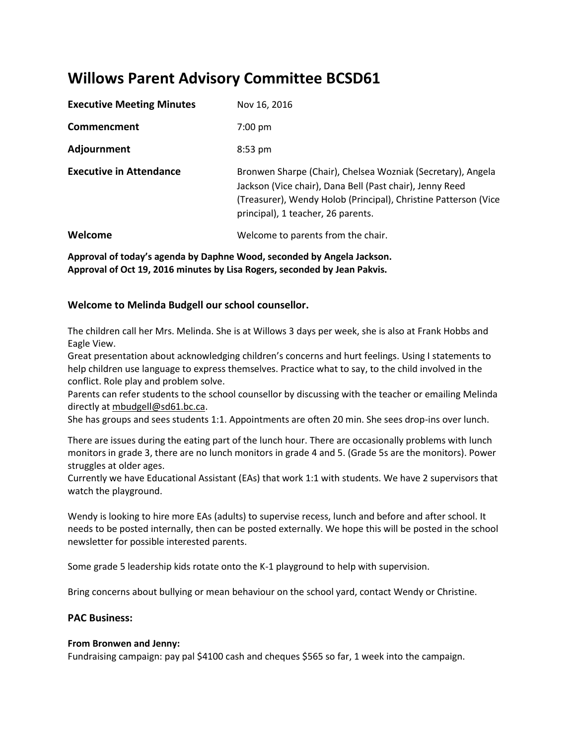# Willows Parent Advisory Committee BCSD61

| | |
|---|---|
| **Executive Meeting Minutes** | Nov 16, 2016 |
| **Commencment** | 7:00 pm |
| **Adjournment** | 8:53 pm |
| **Executive in Attendance** | Bronwen Sharpe (Chair), Chelsea Wozniak (Secretary), Angela Jackson (Vice chair), Dana Bell (Past chair), Jenny Reed (Treasurer), Wendy Holob (Principal), Christine Patterson (Vice principal), 1 teacher, 26 parents. |
| **Welcome** | Welcome to parents from the chair. |

**Approval of today's agenda by Daphne Wood, seconded by Angela Jackson.**
**Approval of Oct 19, 2016 minutes by Lisa Rogers, seconded by Jean Pakvis.**

### Welcome to Melinda Budgell our school counsellor.

The children call her Mrs. Melinda. She is at Willows 3 days per week, she is also at Frank Hobbs and Eagle View.
Great presentation about acknowledging children's concerns and hurt feelings. Using I statements to help children use language to express themselves. Practice what to say, to the child involved in the conflict. Role play and problem solve.
Parents can refer students to the school counsellor by discussing with the teacher or emailing Melinda directly at mbudgell@sd61.bc.ca.
She has groups and sees students 1:1. Appointments are often 20 min. She sees drop-ins over lunch.

There are issues during the eating part of the lunch hour. There are occasionally problems with lunch monitors in grade 3, there are no lunch monitors in grade 4 and 5. (Grade 5s are the monitors). Power struggles at older ages.
Currently we have Educational Assistant (EAs) that work 1:1 with students. We have 2 supervisors that watch the playground.

Wendy is looking to hire more EAs (adults) to supervise recess, lunch and before and after school. It needs to be posted internally, then can be posted externally. We hope this will be posted in the school newsletter for possible interested parents.

Some grade 5 leadership kids rotate onto the K-1 playground to help with supervision.

Bring concerns about bullying or mean behaviour on the school yard, contact Wendy or Christine.

### PAC Business:

**From Bronwen and Jenny:**
Fundraising campaign: pay pal $4100 cash and cheques $565 so far, 1 week into the campaign.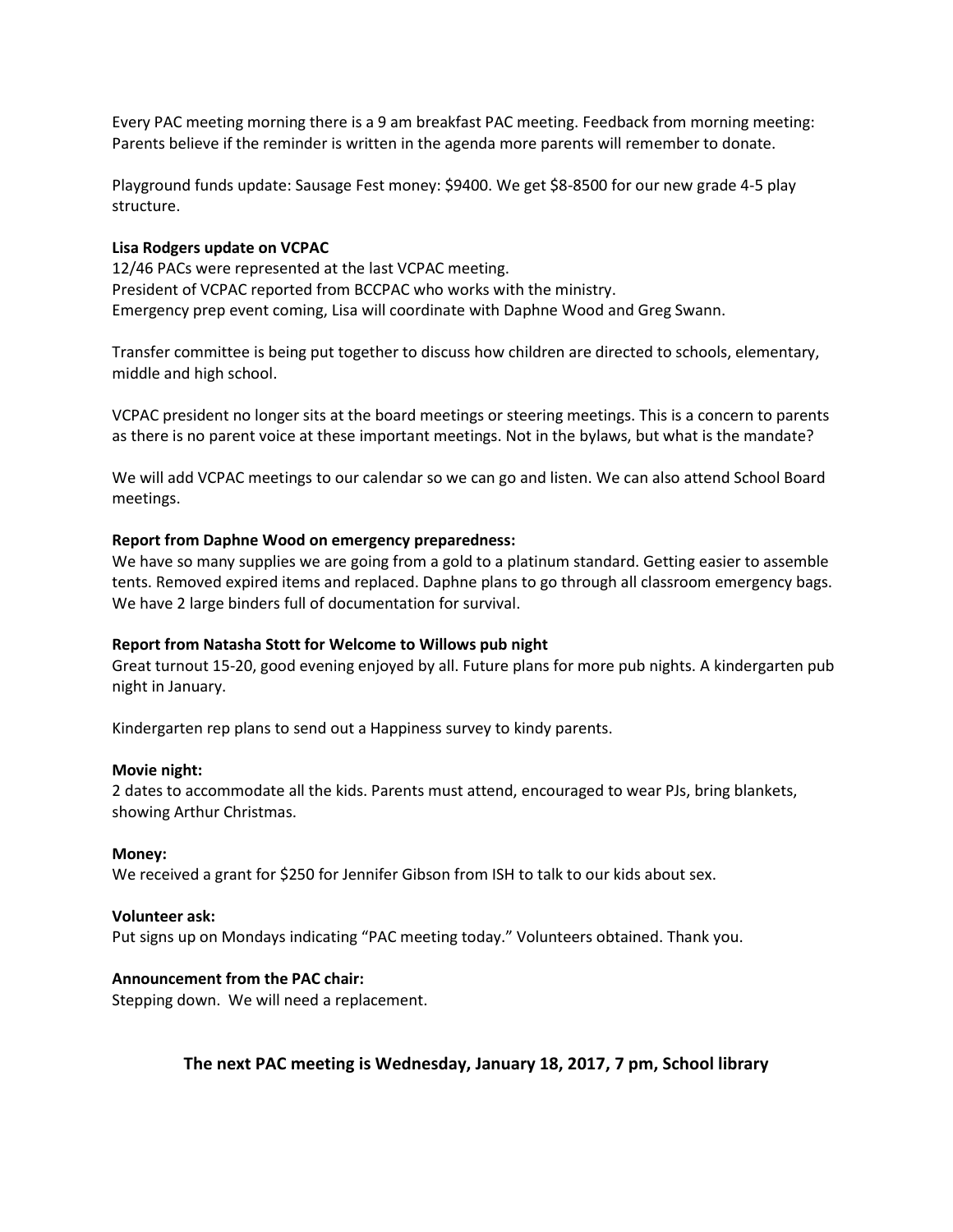Every PAC meeting morning there is a 9 am breakfast PAC meeting. Feedback from morning meeting: Parents believe if the reminder is written in the agenda more parents will remember to donate.

Playground funds update: Sausage Fest money: $9400. We get $8-8500 for our new grade 4-5 play structure.

**Lisa Rodgers update on VCPAC**

12/46 PACs were represented at the last VCPAC meeting.
President of VCPAC reported from BCCPAC who works with the ministry.
Emergency prep event coming, Lisa will coordinate with Daphne Wood and Greg Swann.

Transfer committee is being put together to discuss how children are directed to schools, elementary, middle and high school.

VCPAC president no longer sits at the board meetings or steering meetings. This is a concern to parents as there is no parent voice at these important meetings. Not in the bylaws, but what is the mandate?

We will add VCPAC meetings to our calendar so we can go and listen. We can also attend School Board meetings.

**Report from Daphne Wood on emergency preparedness:**

We have so many supplies we are going from a gold to a platinum standard. Getting easier to assemble tents. Removed expired items and replaced. Daphne plans to go through all classroom emergency bags. We have 2 large binders full of documentation for survival.

**Report from Natasha Stott for Welcome to Willows pub night**

Great turnout 15-20, good evening enjoyed by all. Future plans for more pub nights. A kindergarten pub night in January.

Kindergarten rep plans to send out a Happiness survey to kindy parents.

**Movie night:**

2 dates to accommodate all the kids. Parents must attend, encouraged to wear PJs, bring blankets, showing Arthur Christmas.

**Money:**

We received a grant for $250 for Jennifer Gibson from ISH to talk to our kids about sex.

**Volunteer ask:**

Put signs up on Mondays indicating "PAC meeting today." Volunteers obtained. Thank you.

**Announcement from the PAC chair:**

Stepping down. We will need a replacement.

**The next PAC meeting is Wednesday, January 18, 2017, 7 pm, School library**